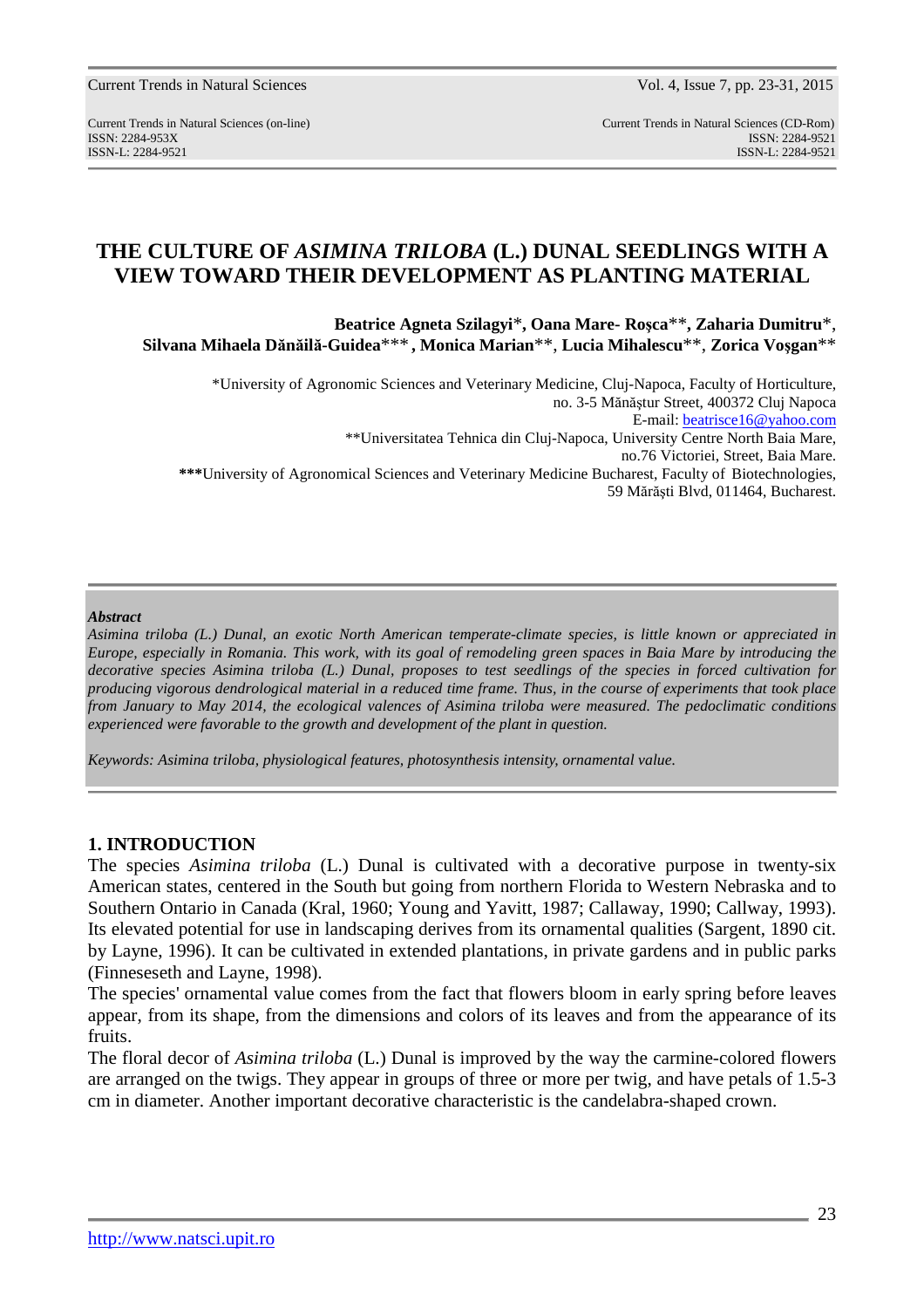# THE CULTURE OF *ASIMINA TRILOBA* (L.) DUNAL SEEDLINGS WITH A VIEW TOWARD THEIR DEVELOPMENT AS PLANTING MATERIAL

**Beatrice Agneta Szilagyi**\*, **Oana Mare- Roşca**\*\*, **Zaharia Dumitru**\*, **Silvana Mihaela Dănăilă-Guidea**\*\*\* , **Monica Marian**\*\*, **Lucia Mihalescu**\*\*, **Zorica Voşgan**\*\*

\*University of Agronomic Sciences and Veterinary Medicine, Cluj-Napoca, Faculty of Horticulture, no. 3-5 Mănăştur Street, 400372 Cluj Napoca
E-mail: beatrisce16@yahoo.com
\*\*Universitatea Tehnica din Cluj-Napoca, University Centre North Baia Mare, no.76 Victoriei, Street, Baia Mare.
**\*\*\***University of Agronomical Sciences and Veterinary Medicine Bucharest, Faculty of Biotechnologies, 59 Mărăşti Blvd, 011464, Bucharest.

***Abstract***

*Asimina triloba (L.) Dunal, an exotic North American temperate-climate species, is little known or appreciated in Europe, especially in Romania. This work, with its goal of remodeling green spaces in Baia Mare by introducing the decorative species Asimina triloba (L.) Dunal, proposes to test seedlings of the species in forced cultivation for producing vigorous dendrological material in a reduced time frame. Thus, in the course of experiments that took place from January to May 2014, the ecological valences of Asimina triloba were measured. The pedoclimatic conditions experienced were favorable to the growth and development of the plant in question.*

*Keywords: Asimina triloba, physiological features, photosynthesis intensity, ornamental value.*

## 1. INTRODUCTION

The species *Asimina triloba* (L.) Dunal is cultivated with a decorative purpose in twenty-six American states, centered in the South but going from northern Florida to Western Nebraska and to Southern Ontario in Canada (Kral, 1960; Young and Yavitt, 1987; Callaway, 1990; Callway, 1993). Its elevated potential for use in landscaping derives from its ornamental qualities (Sargent, 1890 cit. by Layne, 1996). It can be cultivated in extended plantations, in private gardens and in public parks (Finneseseth and Layne, 1998).

The species' ornamental value comes from the fact that flowers bloom in early spring before leaves appear, from its shape, from the dimensions and colors of its leaves and from the appearance of its fruits.

The floral decor of *Asimina triloba* (L.) Dunal is improved by the way the carmine-colored flowers are arranged on the twigs. They appear in groups of three or more per twig, and have petals of 1.5-3 cm in diameter. Another important decorative characteristic is the candelabra-shaped crown.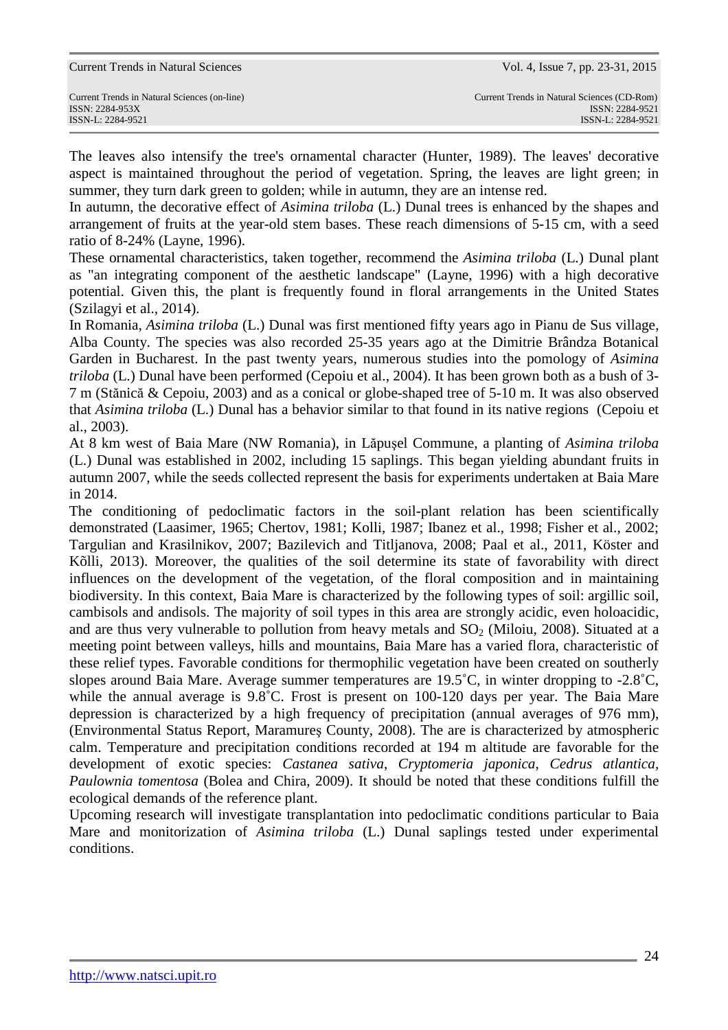The leaves also intensify the tree's ornamental character (Hunter, 1989). The leaves' decorative aspect is maintained throughout the period of vegetation. Spring, the leaves are light green; in summer, they turn dark green to golden; while in autumn, they are an intense red.

In autumn, the decorative effect of *Asimina triloba* (L.) Dunal trees is enhanced by the shapes and arrangement of fruits at the year-old stem bases. These reach dimensions of 5-15 cm, with a seed ratio of 8-24% (Layne, 1996).

These ornamental characteristics, taken together, recommend the *Asimina triloba* (L.) Dunal plant as "an integrating component of the aesthetic landscape" (Layne, 1996) with a high decorative potential. Given this, the plant is frequently found in floral arrangements in the United States (Szilagyi et al., 2014).

In Romania, *Asimina triloba* (L.) Dunal was first mentioned fifty years ago in Pianu de Sus village, Alba County. The species was also recorded 25-35 years ago at the Dimitrie Brândza Botanical Garden in Bucharest. In the past twenty years, numerous studies into the pomology of *Asimina triloba* (L.) Dunal have been performed (Cepoiu et al., 2004). It has been grown both as a bush of 3-7 m (Stănică & Cepoiu, 2003) and as a conical or globe-shaped tree of 5-10 m. It was also observed that *Asimina triloba* (L.) Dunal has a behavior similar to that found in its native regions (Cepoiu et al., 2003).

At 8 km west of Baia Mare (NW Romania), in Lăpuşel Commune, a planting of *Asimina triloba* (L.) Dunal was established in 2002, including 15 saplings. This began yielding abundant fruits in autumn 2007, while the seeds collected represent the basis for experiments undertaken at Baia Mare in 2014.

The conditioning of pedoclimatic factors in the soil-plant relation has been scientifically demonstrated (Laasimer, 1965; Chertov, 1981; Kolli, 1987; Ibanez et al., 1998; Fisher et al., 2002; Targulian and Krasilnikov, 2007; Bazilevich and Titljanova, 2008; Paal et al., 2011, Köster and Kõlli, 2013). Moreover, the qualities of the soil determine its state of favorability with direct influences on the development of the vegetation, of the floral composition and in maintaining biodiversity. In this context, Baia Mare is characterized by the following types of soil: argillic soil, cambisols and andisols. The majority of soil types in this area are strongly acidic, even holoacidic, and are thus very vulnerable to pollution from heavy metals and $SO_2$ (Miloiu, 2008). Situated at a meeting point between valleys, hills and mountains, Baia Mare has a varied flora, characteristic of these relief types. Favorable conditions for thermophilic vegetation have been created on southerly slopes around Baia Mare. Average summer temperatures are 19.5˚C, in winter dropping to -2.8˚C, while the annual average is 9.8˚C. Frost is present on 100-120 days per year. The Baia Mare depression is characterized by a high frequency of precipitation (annual averages of 976 mm), (Environmental Status Report, Maramureş County, 2008). The are is characterized by atmospheric calm. Temperature and precipitation conditions recorded at 194 m altitude are favorable for the development of exotic species: *Castanea sativa*, *Cryptomeria japonica*, *Cedrus atlantica*, *Paulownia tomentosa* (Bolea and Chira, 2009). It should be noted that these conditions fulfill the ecological demands of the reference plant.

Upcoming research will investigate transplantation into pedoclimatic conditions particular to Baia Mare and monitorization of *Asimina triloba* (L.) Dunal saplings tested under experimental conditions.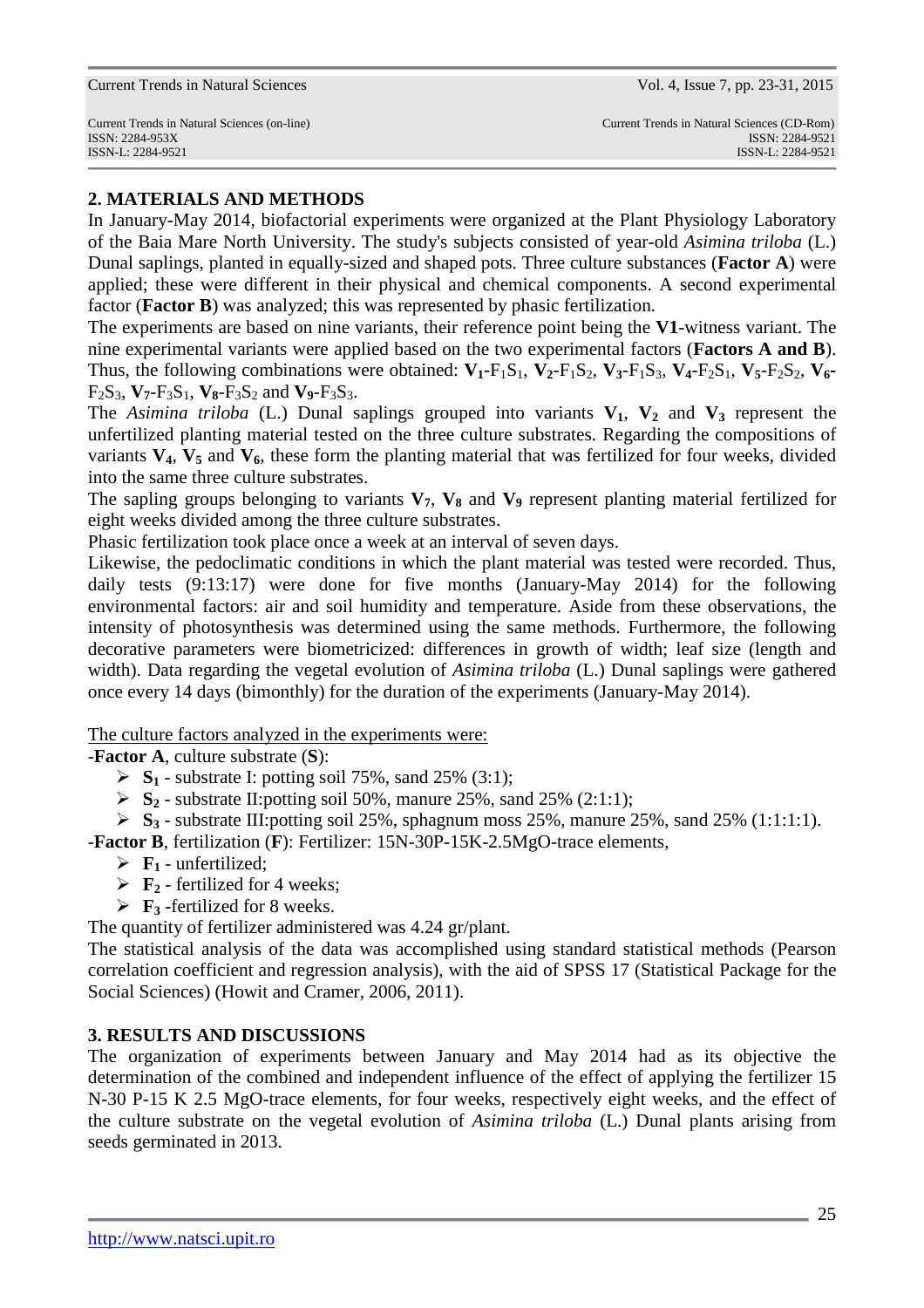## 2. MATERIALS AND METHODS

In January-May 2014, biofactorial experiments were organized at the Plant Physiology Laboratory of the Baia Mare North University. The study's subjects consisted of year-old *Asimina triloba* (L.) Dunal saplings, planted in equally-sized and shaped pots. Three culture substances (**Factor A**) were applied; these were different in their physical and chemical components. A second experimental factor (**Factor B**) was analyzed; this was represented by phasic fertilization.

The experiments are based on nine variants, their reference point being the **V1**-witness variant. The nine experimental variants were applied based on the two experimental factors (**Factors A and B**). Thus, the following combinations were obtained: $\mathbf{V_1}$-$F_1S_1$, $\mathbf{V_2}$-$F_1S_2$, $\mathbf{V_3}$-$F_1S_3$, $\mathbf{V_4}$-$F_2S_1$, $\mathbf{V_5}$-$F_2S_2$, $\mathbf{V_6}$-$F_2S_3$, $\mathbf{V_7}$-$F_3S_1$, $\mathbf{V_8}$-$F_3S_2$ and $\mathbf{V_9}$-$F_3S_3$.

The *Asimina triloba* (L.) Dunal saplings grouped into variants $\mathbf{V_1}$, $\mathbf{V_2}$ and $\mathbf{V_3}$ represent the unfertilized planting material tested on the three culture substrates. Regarding the compositions of variants $\mathbf{V_4}$, $\mathbf{V_5}$ and $\mathbf{V_6}$, these form the planting material that was fertilized for four weeks, divided into the same three culture substrates.

The sapling groups belonging to variants $\mathbf{V_7}$, $\mathbf{V_8}$ and $\mathbf{V_9}$ represent planting material fertilized for eight weeks divided among the three culture substrates.

Phasic fertilization took place once a week at an interval of seven days.

Likewise, the pedoclimatic conditions in which the plant material was tested were recorded. Thus, daily tests (9:13:17) were done for five months (January-May 2014) for the following environmental factors: air and soil humidity and temperature. Aside from these observations, the intensity of photosynthesis was determined using the same methods. Furthermore, the following decorative parameters were biometricized: differences in growth of width; leaf size (length and width). Data regarding the vegetal evolution of *Asimina triloba* (L.) Dunal saplings were gathered once every 14 days (bimonthly) for the duration of the experiments (January-May 2014).

The culture factors analyzed in the experiments were:

**-Factor A**, culture substrate (**S**):

- $\mathbf{S_1}$ - substrate I: potting soil 75%, sand 25% (3:1);
- $\mathbf{S_2}$ - substrate II:potting soil 50%, manure 25%, sand 25% (2:1:1);
- $\mathbf{S_3}$ - substrate III:potting soil 25%, sphagnum moss 25%, manure 25%, sand 25% (1:1:1:1).

**-Factor B**, fertilization (**F**): Fertilizer: 15N-30P-15K-2.5MgO-trace elements,

- $\mathbf{F_1}$ - unfertilized;
- $\mathbf{F_2}$ - fertilized for 4 weeks;
- $\mathbf{F_3}$ -fertilized for 8 weeks.

The quantity of fertilizer administered was 4.24 gr/plant.

The statistical analysis of the data was accomplished using standard statistical methods (Pearson correlation coefficient and regression analysis), with the aid of SPSS 17 (Statistical Package for the Social Sciences) (Howit and Cramer, 2006, 2011).

## 3. RESULTS AND DISCUSSIONS

The organization of experiments between January and May 2014 had as its objective the determination of the combined and independent influence of the effect of applying the fertilizer 15 N-30 P-15 K 2.5 MgO-trace elements, for four weeks, respectively eight weeks, and the effect of the culture substrate on the vegetal evolution of *Asimina triloba* (L.) Dunal plants arising from seeds germinated in 2013.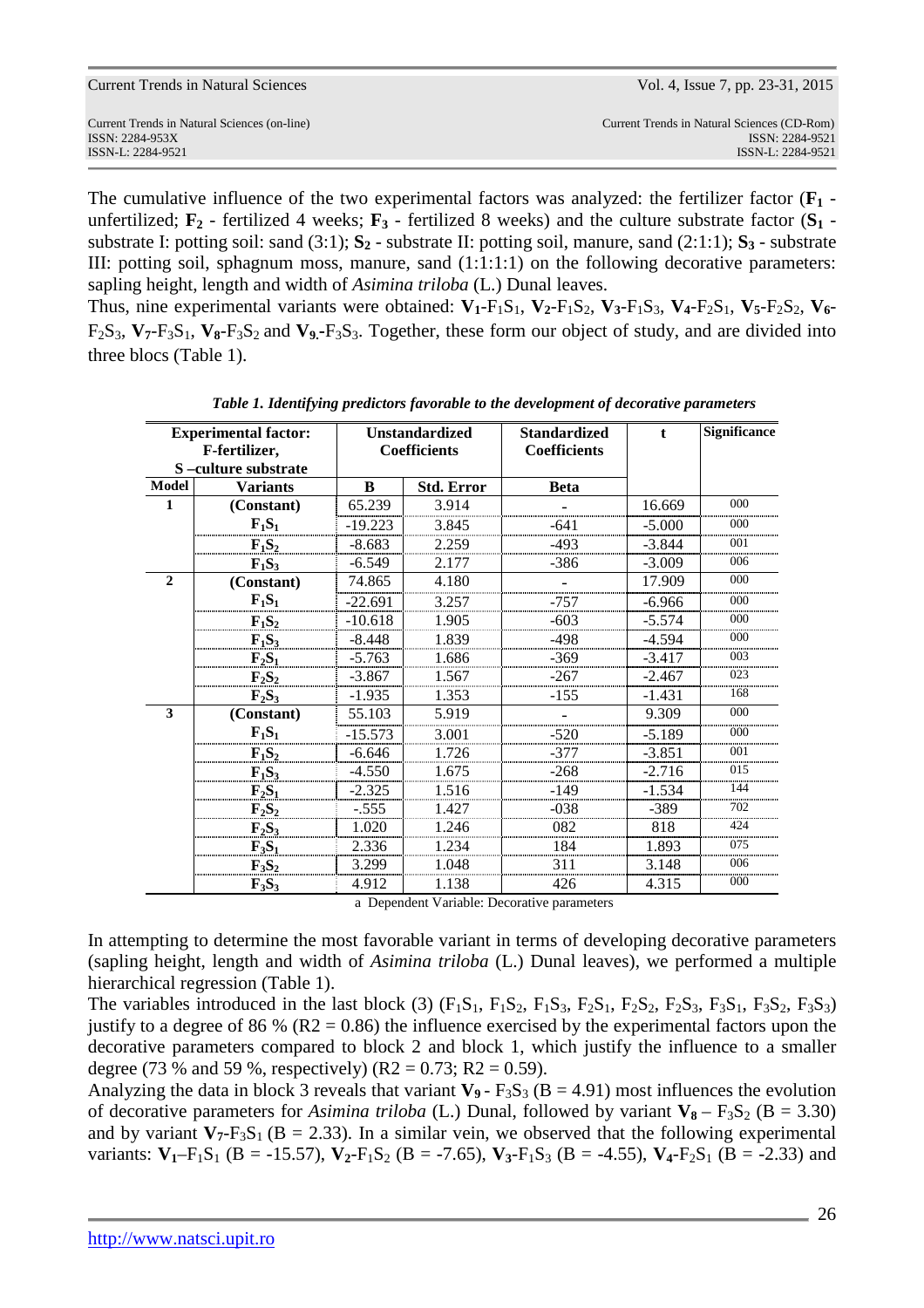The cumulative influence of the two experimental factors was analyzed: the fertilizer factor (**$F_1$** - unfertilized; **$F_2$** - fertilized 4 weeks; **$F_3$** - fertilized 8 weeks) and the culture substrate factor (**$S_1$** - substrate I: potting soil: sand (3:1); **$S_2$** - substrate II: potting soil, manure, sand (2:1:1); **$S_3$** - substrate III: potting soil, sphagnum moss, manure, sand (1:1:1:1) on the following decorative parameters: sapling height, length and width of *Asimina triloba* (L.) Dunal leaves.
Thus, nine experimental variants were obtained: **$V_1$**-$F_1S_1$, **$V_2$**-$F_1S_2$, **$V_3$**-$F_1S_3$, **$V_4$**-$F_2S_1$, **$V_5$**-$F_2S_2$, **$V_6$**-$F_2S_3$, **$V_7$**-$F_3S_1$, **$V_8$**-$F_3S_2$ and **$V_9$**.-$F_3S_3$. Together, these form our object of study, and are divided into three blocs (Table 1).

***Table 1. Identifying predictors favorable to the development of decorative parameters***

| **Experimental factor: F-fertilizer, S –culture substrate** | | **Unstandardized Coefficients** | | **Standardized Coefficients** | **t** | **Significance** |
|---|---|---|---|---|---|---|
| **Model** | **Variants** | **B** | **Std. Error** | **Beta** | | |
| **1** | **(Constant)** | 65.239 | 3.914 | - | 16.669 | 000 |
| | **$F_1S_1$** | -19.223 | 3.845 | -641 | -5.000 | 000 |
| | **$F_1S_2$** | -8.683 | 2.259 | -493 | -3.844 | 001 |
| | **$F_1S_3$** | -6.549 | 2.177 | -386 | -3.009 | 006 |
| **2** | **(Constant)** | 74.865 | 4.180 | - | 17.909 | 000 |
| | **$F_1S_1$** | -22.691 | 3.257 | -757 | -6.966 | 000 |
| | **$F_1S_2$** | -10.618 | 1.905 | -603 | -5.574 | 000 |
| | **$F_1S_3$** | -8.448 | 1.839 | -498 | -4.594 | 000 |
| | **$F_2S_1$** | -5.763 | 1.686 | -369 | -3.417 | 003 |
| | **$F_2S_2$** | -3.867 | 1.567 | -267 | -2.467 | 023 |
| | **$F_2S_3$** | -1.935 | 1.353 | -155 | -1.431 | 168 |
| **3** | **(Constant)** | 55.103 | 5.919 | - | 9.309 | 000 |
| | **$F_1S_1$** | -15.573 | 3.001 | -520 | -5.189 | 000 |
| | **$F_1S_2$** | -6.646 | 1.726 | -377 | -3.851 | 001 |
| | **$F_1S_3$** | -4.550 | 1.675 | -268 | -2.716 | 015 |
| | **$F_2S_1$** | -2.325 | 1.516 | -149 | -1.534 | 144 |
| | **$F_2S_2$** | -.555 | 1.427 | -038 | -389 | 702 |
| | **$F_2S_3$** | 1.020 | 1.246 | 082 | 818 | 424 |
| | **$F_3S_1$** | 2.336 | 1.234 | 184 | 1.893 | 075 |
| | **$F_3S_2$** | 3.299 | 1.048 | 311 | 3.148 | 006 |
| | **$F_3S_3$** | 4.912 | 1.138 | 426 | 4.315 | 000 |

a Dependent Variable: Decorative parameters

In attempting to determine the most favorable variant in terms of developing decorative parameters (sapling height, length and width of *Asimina triloba* (L.) Dunal leaves), we performed a multiple hierarchical regression (Table 1).
The variables introduced in the last block (3) ($F_1S_1$, $F_1S_2$, $F_1S_3$, $F_2S_1$, $F_2S_2$, $F_2S_3$, $F_3S_1$, $F_3S_2$, $F_3S_3$) justify to a degree of 86 % (R2 = 0.86) the influence exercised by the experimental factors upon the decorative parameters compared to block 2 and block 1, which justify the influence to a smaller degree (73 % and 59 %, respectively) (R2 = 0.73; R2 = 0.59).
Analyzing the data in block 3 reveals that variant **$V_9$** - $F_3S_3$ (B = 4.91) most influences the evolution of decorative parameters for *Asimina triloba* (L.) Dunal, followed by variant **$V_8$** – $F_3S_2$ (B = 3.30) and by variant **$V_7$**-$F_3S_1$ (B = 2.33). In a similar vein, we observed that the following experimental variants: **$V_1$**–$F_1S_1$ (B = -15.57), **$V_2$**-$F_1S_2$ (B = -7.65), **$V_3$**-$F_1S_3$ (B = -4.55), **$V_4$**-$F_2S_1$ (B = -2.33) and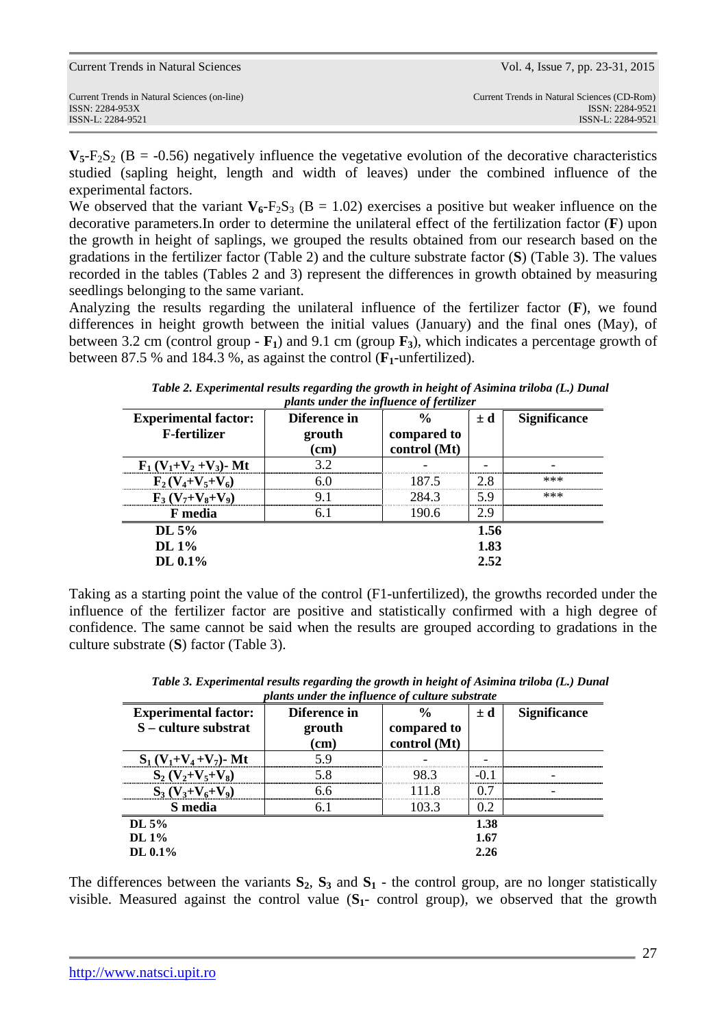$V_5$-$F_2S_2$ (B = -0.56) negatively influence the vegetative evolution of the decorative characteristics studied (sapling height, length and width of leaves) under the combined influence of the experimental factors.

We observed that the variant $V_6$-$F_2S_3$ (B = 1.02) exercises a positive but weaker influence on the decorative parameters.In order to determine the unilateral effect of the fertilization factor (**F**) upon the growth in height of saplings, we grouped the results obtained from our research based on the gradations in the fertilizer factor (Table 2) and the culture substrate factor (**S**) (Table 3). The values recorded in the tables (Tables 2 and 3) represent the differences in growth obtained by measuring seedlings belonging to the same variant.

Analyzing the results regarding the unilateral influence of the fertilizer factor (**F**), we found differences in height growth between the initial values (January) and the final ones (May), of between 3.2 cm (control group - $F_1$) and 9.1 cm (group $F_3$), which indicates a percentage growth of between 87.5 % and 184.3 %, as against the control ($F_1$-unfertilized).

***Table 2. Experimental results regarding the growth in height of Asimina triloba (L.) Dunal plants under the influence of fertilizer***

| Experimental factor: F-fertilizer | Diference in grouth (cm) | % compared to control (Mt) | ± d | Significance |
|---|---|---|---|---|
| $F_1$ ($V_1$+$V_2$ +$V_3$)- Mt | 3.2 | - | - | - |
| $F_2$ ($V_4$+$V_5$+$V_6$) | 6.0 | 187.5 | 2.8 | *** |
| $F_3$ ($V_7$+$V_8$+$V_9$) | 9.1 | 284.3 | 5.9 | *** |
| F media | 6.1 | 190.6 | 2.9 | |
| **DL 5%** | | | **1.56** | |
| **DL 1%** | | | **1.83** | |
| **DL 0.1%** | | | **2.52** | |

Taking as a starting point the value of the control (F1-unfertilized), the growths recorded under the influence of the fertilizer factor are positive and statistically confirmed with a high degree of confidence. The same cannot be said when the results are grouped according to gradations in the culture substrate (**S**) factor (Table 3).

***Table 3. Experimental results regarding the growth in height of Asimina triloba (L.) Dunal plants under the influence of culture substrate***

| Experimental factor: S – culture substrat | Diference in grouth (cm) | % compared to control (Mt) | ± d | Significance |
|---|---|---|---|---|
| $S_1$ ($V_1$+$V_4$ +$V_7$)- Mt | 5.9 | - | - | |
| $S_2$ ($V_2$+$V_5$+$V_8$) | 5.8 | 98.3 | -0.1 | - |
| $S_3$ ($V_3$+$V_6$+$V_9$) | 6.6 | 111.8 | 0.7 | - |
| S media | 6.1 | 103.3 | 0.2 | |
| **DL 5%** | | | **1.38** | |
| **DL 1%** | | | **1.67** | |
| **DL 0.1%** | | | **2.26** | |

The differences between the variants $S_2$, $S_3$ and $S_1$ - the control group, are no longer statistically visible. Measured against the control value ($S_1$- control group), we observed that the growth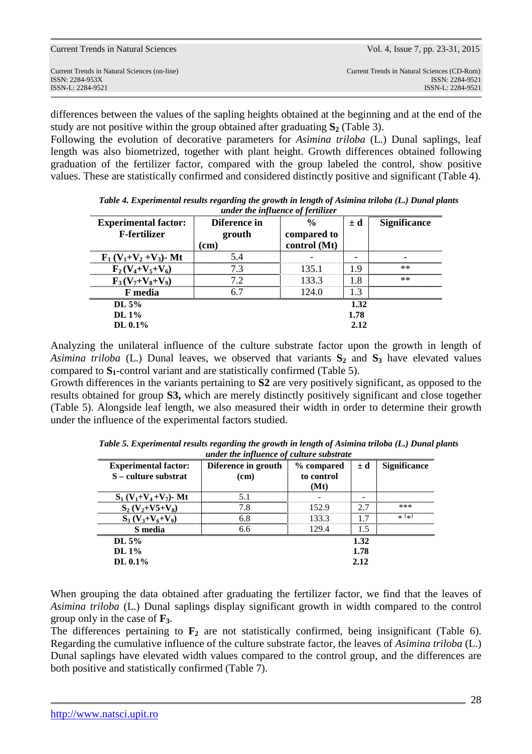differences between the values of the sapling heights obtained at the beginning and at the end of the study are not positive within the group obtained after graduating $\mathbf{S_2}$ (Table 3).

Following the evolution of decorative parameters for *Asimina triloba* (L.) Dunal saplings, leaf length was also biometrized, together with plant height. Growth differences obtained following graduation of the fertilizer factor, compared with the group labeled the control, show positive values. These are statistically confirmed and considered distinctly positive and significant (Table 4).

***Table 4. Experimental results regarding the growth in length of Asimina triloba (L.) Dunal plants under the influence of fertilizer***

| Experimental factor: F-fertilizer | Diference in grouth (cm) | % compared to control (Mt) | ± d | Significance |
|---|---|---|---|---|
| $F_1$ ($V_1$+$V_2$ +$V_3$)- Mt | 5.4 | - | - | - |
| $F_2$ ($V_4$+$V_5$+$V_6$) | 7.3 | 135.1 | 1.9 | ** |
| $F_3$ ($V_7$+$V_8$+$V_9$) | 7.2 | 133.3 | 1.8 | ** |
| F media | 6.7 | 124.0 | 1.3 | |
| DL 5% | | | 1.32 | |
| DL 1% | | | 1.78 | |
| DL 0.1% | | | 2.12 | |

Analyzing the unilateral influence of the culture substrate factor upon the growth in length of *Asimina triloba* (L.) Dunal leaves, we observed that variants $\mathbf{S_2}$ and $\mathbf{S_3}$ have elevated values compared to $\mathbf{S_1}$-control variant and are statistically confirmed (Table 5).

Growth differences in the variants pertaining to **S2** are very positively significant, as opposed to the results obtained for group **S3,** which are merely distinctly positively significant and close together (Table 5). Alongside leaf length, we also measured their width in order to determine their growth under the influence of the experimental factors studied.

***Table 5. Experimental results regarding the growth in length of Asimina triloba (L.) Dunal plants under the influence of culture substrate***

| Experimental factor: S – culture substrat | Diference in growth (cm) | % compared to control (Mt) | ± d | Significance |
|---|---|---|---|---|
| $S_1$ ($V_1$+$V_4$+$V_7$)- Mt | 5.1 | - | - | |
| $S_2$ ($V_2$+V5+$V_8$) | 7.8 | 152.9 | 2.7 | *** |
| $S_3$ ($V_3$+$V_6$+$V_9$) | 6.8 | 133.3 | 1.7 | * (*) |
| S media | 6.6 | 129.4 | 1.5 | |
| DL 5% | | | 1.32 | |
| DL 1% | | | 1.78 | |
| DL 0.1% | | | 2.12 | |

When grouping the data obtained after graduating the fertilizer factor, we find that the leaves of *Asimina triloba* (L.) Dunal saplings display significant growth in width compared to the control group only in the case of $\mathbf{F_3}$.

The differences pertaining to $\mathbf{F_2}$ are not statistically confirmed, being insignificant (Table 6). Regarding the cumulative influence of the culture substrate factor, the leaves of *Asimina triloba* (L.) Dunal saplings have elevated width values compared to the control group, and the differences are both positive and statistically confirmed (Table 7).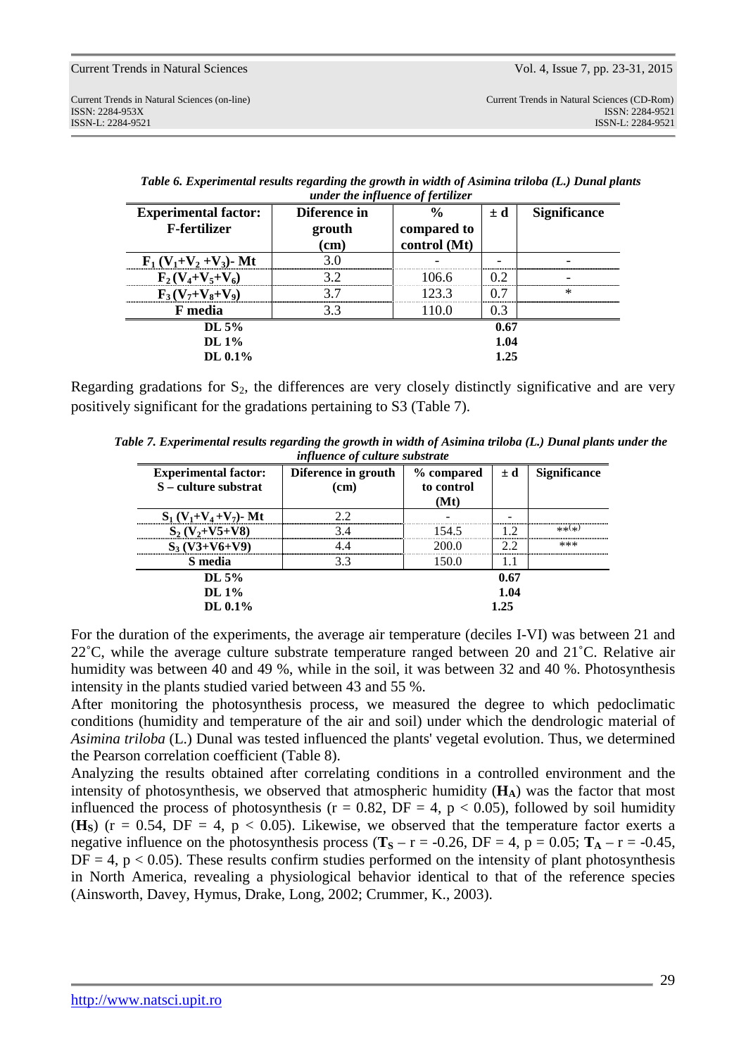*Table 6. Experimental results regarding the growth in width of Asimina triloba (L.) Dunal plants under the influence of fertilizer*

| Experimental factor: F-fertilizer | Diference in grouth (cm) | % compared to control (Mt) | ± d | Significance |
|---|---|---|---|---|
| $F_1$ ($V_1$+$V_2$ +$V_3$)- Mt | 3.0 | - | - | - |
| $F_2$ ($V_4$+$V_5$+$V_6$) | 3.2 | 106.6 | 0.2 | - |
| $F_3$ ($V_7$+$V_8$+$V_9$) | 3.7 | 123.3 | 0.7 | * |
| F media | 3.3 | 110.0 | 0.3 | |
| DL 5% | | | 0.67 | |
| DL 1% | | | 1.04 | |
| DL 0.1% | | | 1.25 | |

Regarding gradations for $S_2$, the differences are very closely distinctly significative and are very positively significant for the gradations pertaining to S3 (Table 7).

*Table 7. Experimental results regarding the growth in width of Asimina triloba (L.) Dunal plants under the influence of culture substrate*

| Experimental factor: S – culture substrat | Diference in grouth (cm) | % compared to control (Mt) | ± d | Significance |
|---|---|---|---|---|
| $S_1$ ($V_1$+$V_4$ +$V_7$)- Mt | 2.2 | - | - | |
| $S_2$ ($V_2$+V5+V8) | 3.4 | 154.5 | 1.2 | **(*) |
| $S_3$ (V3+V6+V9) | 4.4 | 200.0 | 2.2 | *** |
| S media | 3.3 | 150.0 | 1.1 | |
| DL 5% | | | 0.67 | |
| DL 1% | | | 1.04 | |
| DL 0.1% | | | 1.25 | |

For the duration of the experiments, the average air temperature (deciles I-VI) was between 21 and 22˚C, while the average culture substrate temperature ranged between 20 and 21˚C. Relative air humidity was between 40 and 49 %, while in the soil, it was between 32 and 40 %. Photosynthesis intensity in the plants studied varied between 43 and 55 %.

After monitoring the photosynthesis process, we measured the degree to which pedoclimatic conditions (humidity and temperature of the air and soil) under which the dendrologic material of *Asimina triloba* (L.) Dunal was tested influenced the plants' vegetal evolution. Thus, we determined the Pearson correlation coefficient (Table 8).

Analyzing the results obtained after correlating conditions in a controlled environment and the intensity of photosynthesis, we observed that atmospheric humidity (**$H_A$**) was the factor that most influenced the process of photosynthesis ($r = 0.82$, DF = 4, $p < 0.05$), followed by soil humidity (**$H_S$**) ($r = 0.54$, DF = 4, $p < 0.05$). Likewise, we observed that the temperature factor exerts a negative influence on the photosynthesis process (**$T_S$** – $r = -0.26$, DF = 4, $p = 0.05$; **$T_A$** – $r = -0.45$, DF = 4, $p < 0.05$). These results confirm studies performed on the intensity of plant photosynthesis in North America, revealing a physiological behavior identical to that of the reference species (Ainsworth, Davey, Hymus, Drake, Long, 2002; Crummer, K., 2003).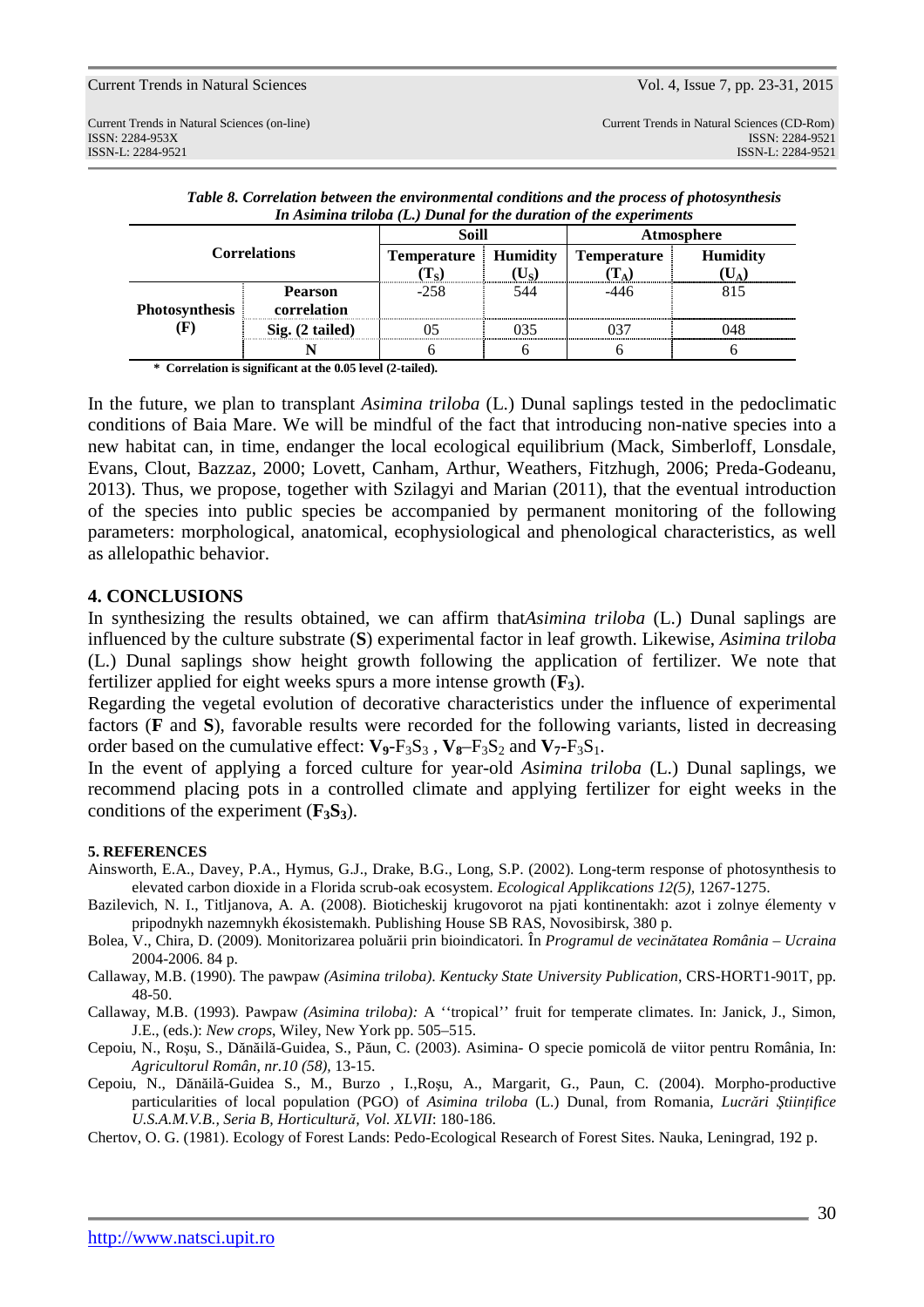***Table 8. Correlation between the environmental conditions and the process of photosynthesis In Asimina triloba (L.) Dunal for the duration of the experiments***

| Correlations | | Soill | | Atmosphere | |
|---|---|---|---|---|---|
| | | Temperature ($T_S$) | Humidity ($U_S$) | Temperature ($T_A$) | Humidity ($U_A$) |
| **Photosynthesis (F)** | **Pearson correlation** | -258 | 544 | -446 | 815 |
| | **Sig. (2 tailed)** | 05 | 035 | 037 | 048 |
| | **N** | 6 | 6 | 6 | 6 |

**\* Correlation is significant at the 0.05 level (2-tailed).**

In the future, we plan to transplant *Asimina triloba* (L.) Dunal saplings tested in the pedoclimatic conditions of Baia Mare. We will be mindful of the fact that introducing non-native species into a new habitat can, in time, endanger the local ecological equilibrium (Mack, Simberloff, Lonsdale, Evans, Clout, Bazzaz, 2000; Lovett, Canham, Arthur, Weathers, Fitzhugh, 2006; Preda-Godeanu, 2013). Thus, we propose, together with Szilagyi and Marian (2011), that the eventual introduction of the species into public species be accompanied by permanent monitoring of the following parameters: morphological, anatomical, ecophysiological and phenological characteristics, as well as allelopathic behavior.

## 4. CONCLUSIONS

In synthesizing the results obtained, we can affirm that*Asimina triloba* (L.) Dunal saplings are influenced by the culture substrate (**S**) experimental factor in leaf growth. Likewise, *Asimina triloba* (L.) Dunal saplings show height growth following the application of fertilizer. We note that fertilizer applied for eight weeks spurs a more intense growth (**$F_3$**).

Regarding the vegetal evolution of decorative characteristics under the influence of experimental factors (**F** and **S**), favorable results were recorded for the following variants, listed in decreasing order based on the cumulative effect: **$V_9$**-$F_3S_3$ , **$V_8$**–$F_3S_2$ and **$V_7$**-$F_3S_1$.

In the event of applying a forced culture for year-old *Asimina triloba* (L.) Dunal saplings, we recommend placing pots in a controlled climate and applying fertilizer for eight weeks in the conditions of the experiment (**$F_3S_3$**).

## 5. REFERENCES

Ainsworth, E.A., Davey, P.A., Hymus, G.J., Drake, B.G., Long, S.P. (2002). Long-term response of photosynthesis to elevated carbon dioxide in a Florida scrub-oak ecosystem. *Ecological Applikcations 12(5)*, 1267-1275.

Bazilevich, N. I., Titljanova, A. A. (2008). Bioticheskij krugovorot na pjati kontinentakh: azot i zolnye élementy v pripodnykh nazemnykh ékosistemakh. Publishing House SB RAS, Novosibirsk, 380 p.

Bolea, V., Chira, D. (2009). Monitorizarea poluării prin bioindicatori. În *Programul de vecinătatea România – Ucraina* 2004-2006. 84 p.

Callaway, M.B. (1990). The pawpaw *(Asimina triloba)*. *Kentucky State University Publication*, CRS-HORT1-901T, pp. 48-50.

Callaway, M.B. (1993). Pawpaw *(Asimina triloba):* A ''tropical'' fruit for temperate climates. In: Janick, J., Simon, J.E., (eds.): *New crops*, Wiley, New York pp. 505–515.

Cepoiu, N., Roşu, S., Dănăilă-Guidea, S., Păun, C. (2003). Asimina- O specie pomicolă de viitor pentru România, In: *Agricultorul Român, nr.10 (58)*, 13-15.

Cepoiu, N., Dănăilă-Guidea S., M., Burzo , I.,Roşu, A., Margarit, G., Paun, C. (2004). Morpho-productive particularities of local population (PGO) of *Asimina triloba* (L.) Dunal, from Romania, *Lucrări Ştiinţifice U.S.A.M.V.B., Seria B, Horticultură, Vol. XLVII*: 180-186.

Chertov, O. G. (1981). Ecology of Forest Lands: Pedo-Ecological Research of Forest Sites. Nauka, Leningrad, 192 p.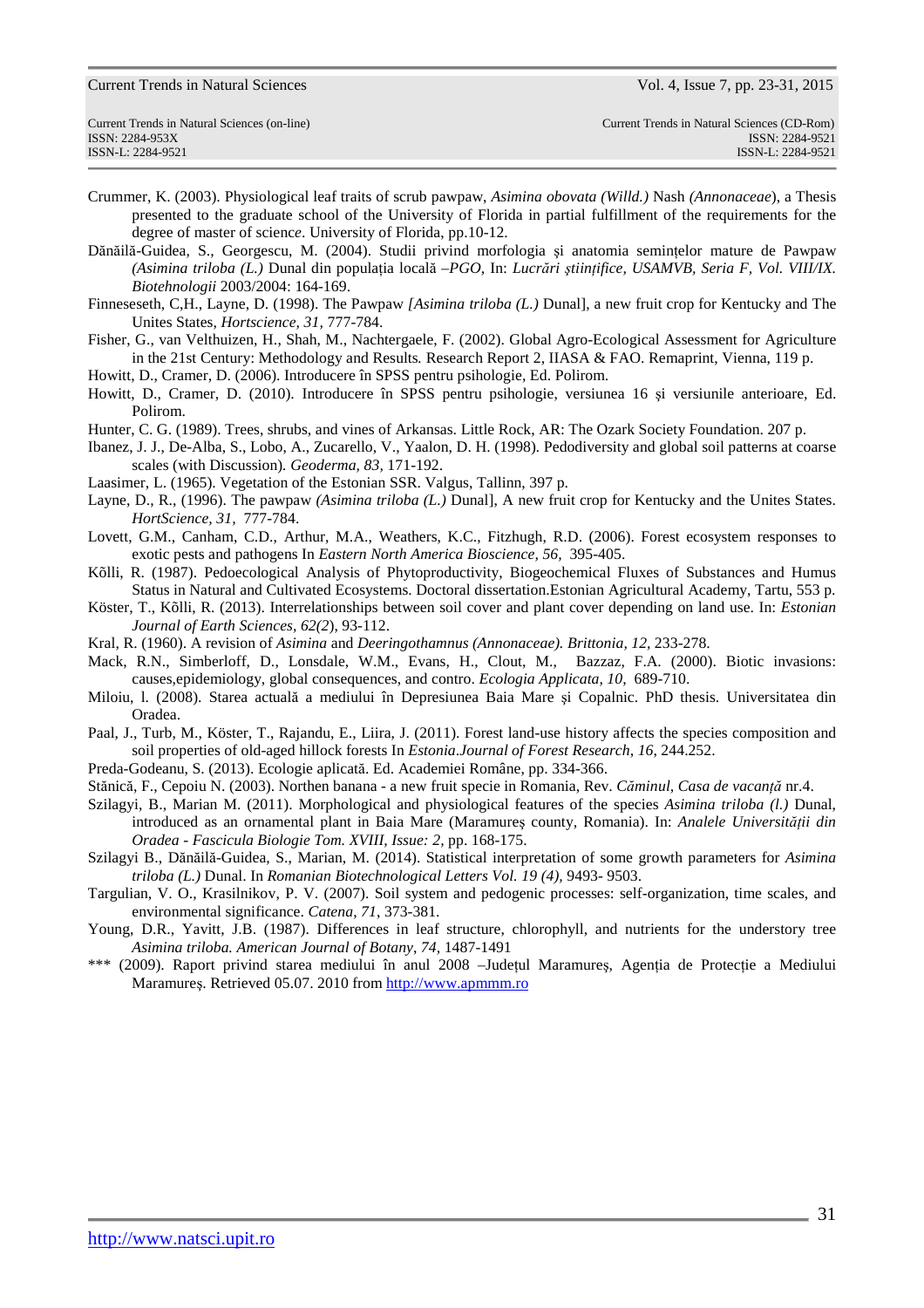Crummer, K. (2003). Physiological leaf traits of scrub pawpaw, *Asimina obovata (Willd.)* Nash *(Annonaceae*), a Thesis presented to the graduate school of the University of Florida in partial fulfillment of the requirements for the degree of master of science. University of Florida, pp.10-12.

Dănăilă-Guidea, S., Georgescu, M. (2004). Studii privind morfologia şi anatomia semințelor mature de Pawpaw *(Asimina triloba (L.)* Dunal din populația locală *–PGO*, In: *Lucrări științifice, USAMVB, Seria F, Vol. VIII/IX. Biotehnologii* 2003/2004: 164-169.

Finneseseth, C,H., Layne, D. (1998). The Pawpaw *[Asimina triloba (L.)* Dunal], a new fruit crop for Kentucky and The Unites States, *Hortscience, 31,* 777-784.

Fisher, G., van Velthuizen, H., Shah, M., Nachtergaele, F. (2002). Global Agro-Ecological Assessment for Agriculture in the 21st Century: Methodology and Results*.* Research Report 2, IIASA & FAO. Remaprint, Vienna, 119 p.

Howitt, D., Cramer, D. (2006). Introducere în SPSS pentru psihologie, Ed. Polirom.

Howitt, D., Cramer, D. (2010). Introducere în SPSS pentru psihologie, versiunea 16 şi versiunile anterioare, Ed. Polirom.

Hunter, C. G. (1989). Trees, shrubs, and vines of Arkansas. Little Rock, AR: The Ozark Society Foundation. 207 p.

Ibanez, J. J., De-Alba, S., Lobo, A., Zucarello, V., Yaalon, D. H. (1998). Pedodiversity and global soil patterns at coarse scales (with Discussion)*. Geoderma, 83,* 171-192.

Laasimer, L. (1965). Vegetation of the Estonian SSR. Valgus, Tallinn, 397 p.

Layne, D., R., (1996). The pawpaw *(Asimina triloba (L.)* Dunal], A new fruit crop for Kentucky and the Unites States. *HortScience, 31,* 777-784.

Lovett, G.M., Canham, C.D., Arthur, M.A., Weathers, K.C., Fitzhugh, R.D. (2006). Forest ecosystem responses to exotic pests and pathogens In *Eastern North America Bioscience, 56,* 395-405.

Kõlli, R. (1987). Pedoecological Analysis of Phytoproductivity, Biogeochemical Fluxes of Substances and Humus Status in Natural and Cultivated Ecosystems. Doctoral dissertation.Estonian Agricultural Academy, Tartu, 553 p.

Köster, T., Kõlli, R. (2013). Interrelationships between soil cover and plant cover depending on land use. In: *Estonian Journal of Earth Sciences, 62(2*), 93-112.

Kral, R. (1960). A revision of *Asimina* and *Deeringothamnus (Annonaceae). Brittonia, 12,* 233-278.

Mack, R.N., Simberloff, D., Lonsdale, W.M., Evans, H., Clout, M., Bazzaz, F.A. (2000). Biotic invasions: causes,epidemiology, global consequences, and contro. *Ecologia Applicata, 10,* 689-710.

Miloiu, l. (2008). Starea actuală a mediului în Depresiunea Baia Mare şi Copalnic. PhD thesis. Universitatea din Oradea.

Paal, J., Turb, M., Köster, T., Rajandu, E., Liira, J. (2011). Forest land-use history affects the species composition and soil properties of old-aged hillock forests In *Estonia.Journal of Forest Research, 16,* 244.252.

Preda-Godeanu, S. (2013). Ecologie aplicată. Ed. Academiei Române, pp. 334-366.

Stănică, F., Cepoiu N. (2003). Northen banana - a new fruit specie in Romania, Rev. *Căminul, Casa de vacanță* nr.4.

Szilagyi, B., Marian M. (2011). Morphological and physiological features of the species *Asimina triloba (l.)* Dunal, introduced as an ornamental plant in Baia Mare (Maramureş county, Romania). In: *Analele Universității din Oradea - Fascicula Biologie Tom. XVIII, Issue: 2,* pp. 168-175.

Szilagyi B., Dănăilă-Guidea, S., Marian, M. (2014). Statistical interpretation of some growth parameters for *Asimina triloba (L.)* Dunal. In *Romanian Biotechnological Letters Vol. 19 (4),* 9493- 9503.

Targulian, V. O., Krasilnikov, P. V. (2007). Soil system and pedogenic processes: self-organization, time scales, and environmental significance. *Catena, 71,* 373-381.

Young, D.R., Yavitt, J.B. (1987). Differences in leaf structure, chlorophyll, and nutrients for the understory tree *Asimina triloba. American Journal of Botany, 74,* 1487-1491

*** (2009). Raport privind starea mediului în anul 2008 –Județul Maramureş, Agenția de Protecție a Mediului Maramureş. Retrieved 05.07. 2010 from http://www.apmmm.ro